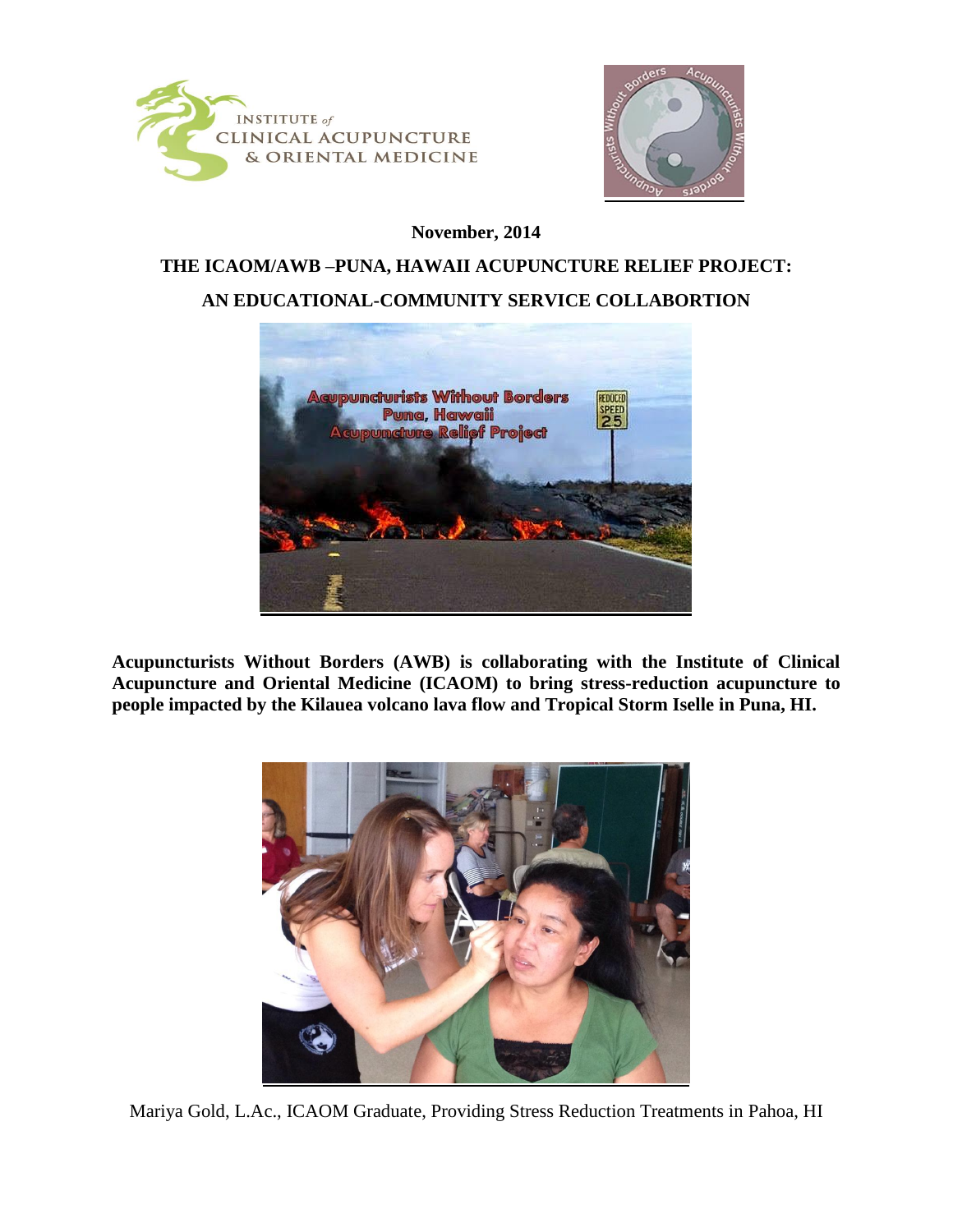**November, 2014**

**THE ICAOM/AWB –PUNA, HAWAII ACUPUNCTURE RELIEF PROJECT:**

**AN EDUCATIONAL-COMMUNITY SERVICE COLLABORTION**

**Acupuncturists Without Borders (AWB) is collaborating with the Institute of Clinical Acupuncture and Oriental Medicine (ICAOM) to bring stress-reduction acupuncture to people impacted by the Kilauea volcano lava flow and Tropical Storm Iselle in Puna, HI.**

Mariya Gold, L.Ac., ICAOM Graduate, Providing Stress Reduction Treatments in Pahoa, HI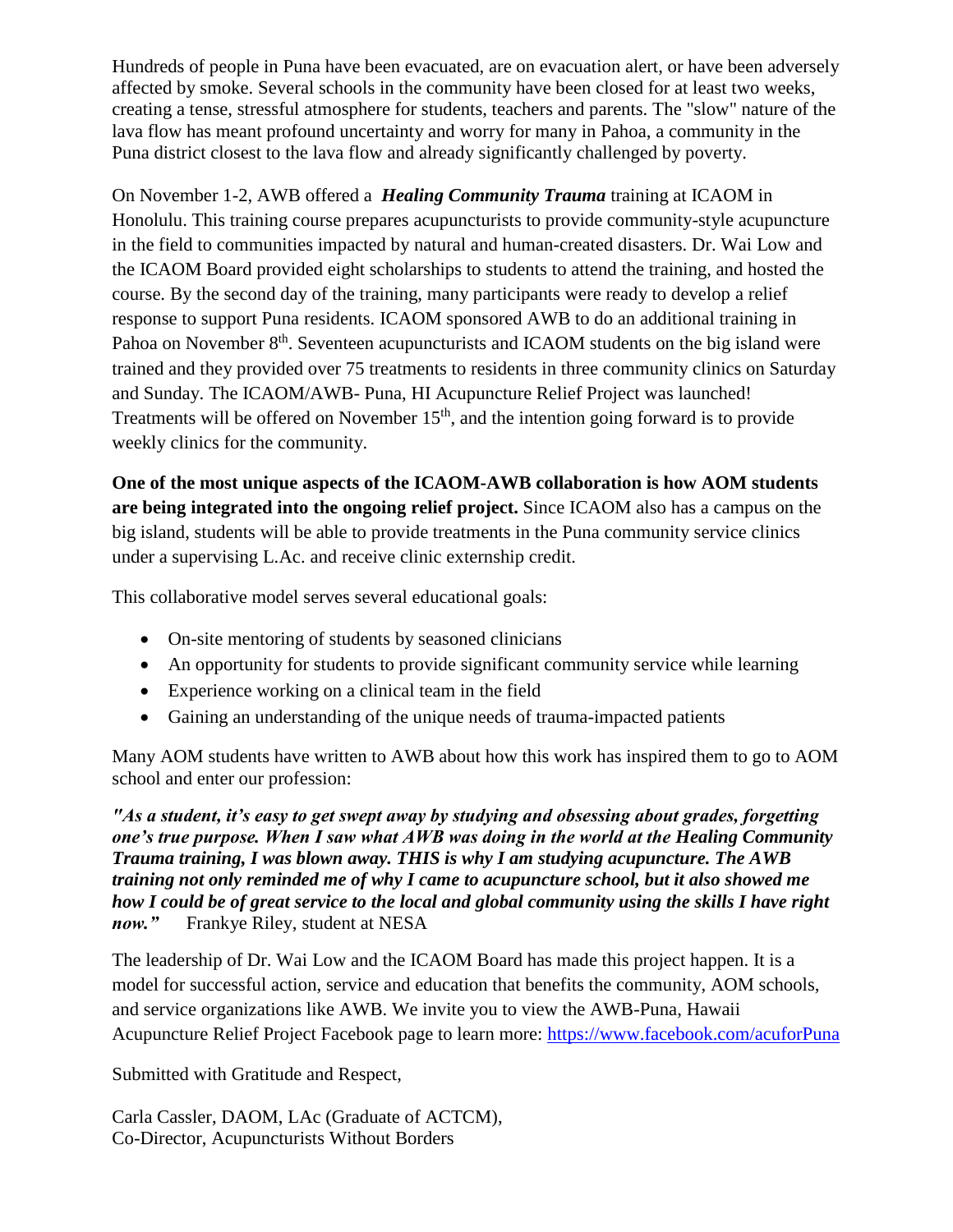Hundreds of people in Puna have been evacuated, are on evacuation alert, or have been adversely affected by smoke. Several schools in the community have been closed for at least two weeks, creating a tense, stressful atmosphere for students, teachers and parents. The "slow" nature of the lava flow has meant profound uncertainty and worry for many in Pahoa, a community in the Puna district closest to the lava flow and already significantly challenged by poverty.

On November 1-2, AWB offered a ***Healing Community Trauma*** training at ICAOM in Honolulu. This training course prepares acupuncturists to provide community-style acupuncture in the field to communities impacted by natural and human-created disasters. Dr. Wai Low and the ICAOM Board provided eight scholarships to students to attend the training, and hosted the course. By the second day of the training, many participants were ready to develop a relief response to support Puna residents. ICAOM sponsored AWB to do an additional training in Pahoa on November 8th. Seventeen acupuncturists and ICAOM students on the big island were trained and they provided over 75 treatments to residents in three community clinics on Saturday and Sunday. The ICAOM/AWB- Puna, HI Acupuncture Relief Project was launched! Treatments will be offered on November 15th, and the intention going forward is to provide weekly clinics for the community.

**One of the most unique aspects of the ICAOM-AWB collaboration is how AOM students are being integrated into the ongoing relief project.** Since ICAOM also has a campus on the big island, students will be able to provide treatments in the Puna community service clinics under a supervising L.Ac. and receive clinic externship credit.

This collaborative model serves several educational goals:

- On-site mentoring of students by seasoned clinicians
- An opportunity for students to provide significant community service while learning
- Experience working on a clinical team in the field
- Gaining an understanding of the unique needs of trauma-impacted patients

Many AOM students have written to AWB about how this work has inspired them to go to AOM school and enter our profession:

***"As a student, it's easy to get swept away by studying and obsessing about grades, forgetting one's true purpose. When I saw what AWB was doing in the world at the Healing Community Trauma training, I was blown away. THIS is why I am studying acupuncture. The AWB training not only reminded me of why I came to acupuncture school, but it also showed me how I could be of great service to the local and global community using the skills I have right now."*** Frankye Riley, student at NESA

The leadership of Dr. Wai Low and the ICAOM Board has made this project happen. It is a model for successful action, service and education that benefits the community, AOM schools, and service organizations like AWB. We invite you to view the AWB-Puna, Hawaii Acupuncture Relief Project Facebook page to learn more: https://www.facebook.com/acuforPuna

Submitted with Gratitude and Respect,

Carla Cassler, DAOM, LAc (Graduate of ACTCM),
Co-Director, Acupuncturists Without Borders